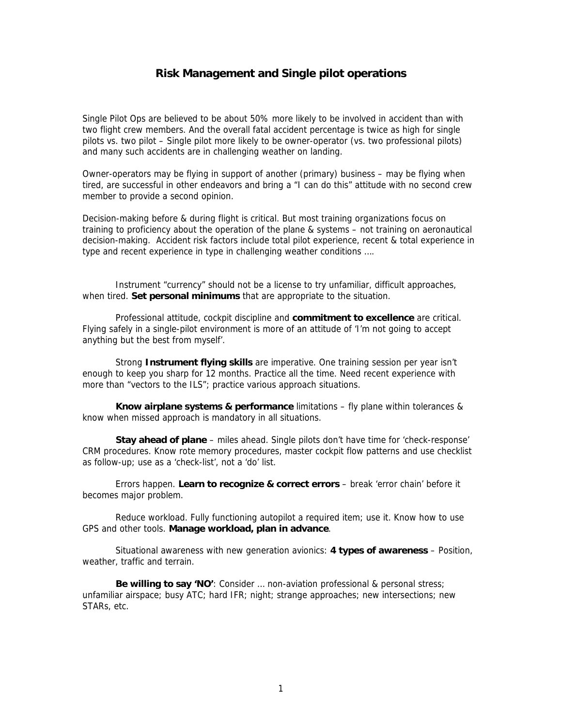# Risk Management and Single pilot operations

Single Pilot Ops are believed to be about 50% more likely to be involved in accident than with two flight crew members. And the overall fatal accident percentage is twice as high for single pilots vs. two pilot – Single pilot more likely to be owner-operator (vs. two professional pilots) and many such accidents are in challenging weather on landing.

Owner-operators may be flying in support of another (primary) business – may be flying when tired, are successful in other endeavors and bring a "I can do this" attitude with no second crew member to provide a second opinion.

Decision-making before & during flight is critical. But most training organizations focus on training to proficiency about the operation of the plane & systems – not training on aeronautical decision-making. Accident risk factors include total pilot experience, recent & total experience in type and recent experience in type in challenging weather conditions ….

Instrument "currency" should not be a license to try unfamiliar, difficult approaches, when tired. **Set personal minimums** that are appropriate to the situation.

Professional attitude, cockpit discipline and **commitment to excellence** are critical. Flying safely in a single-pilot environment is more of an attitude of 'I'm not going to accept anything but the best from myself'.

Strong **Instrument flying skills** are imperative. One training session per year isn't enough to keep you sharp for 12 months. Practice all the time. Need recent experience with more than "vectors to the ILS"; practice various approach situations.

**Know airplane systems & performance** limitations – fly plane within tolerances & know when missed approach is mandatory in all situations.

**Stay ahead of plane** – miles ahead. Single pilots don't have time for 'check-response' CRM procedures. Know rote memory procedures, master cockpit flow patterns and use checklist as follow-up; use as a 'check-list', not a 'do' list.

Errors happen. **Learn to recognize & correct errors** – break 'error chain' before it becomes major problem.

Reduce workload. Fully functioning autopilot a required item; use it. Know how to use GPS and other tools. **Manage workload, plan in advance**.

Situational awareness with new generation avionics: **4 types of awareness** – Position, weather, traffic and terrain.

**Be willing to say 'NO'**: Consider … non-aviation professional & personal stress; unfamiliar airspace; busy ATC; hard IFR; night; strange approaches; new intersections; new STARs, etc.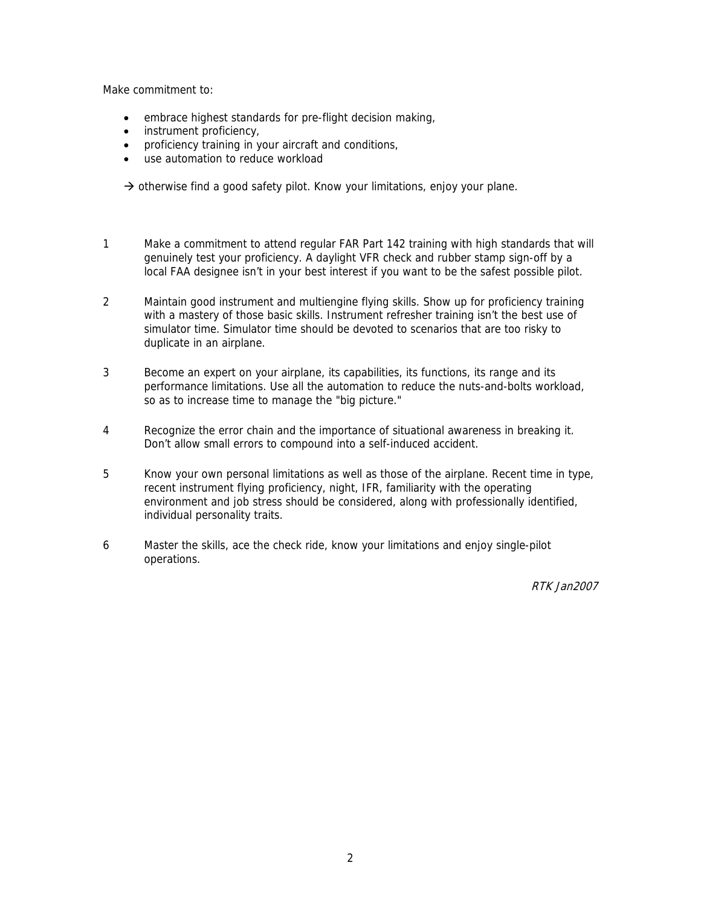Make commitment to:

- embrace highest standards for pre-flight decision making,
- instrument proficiency,
- proficiency training in your aircraft and conditions,
- use automation to reduce workload

→ otherwise find a good safety pilot. Know your limitations, enjoy your plane.

1. Make a commitment to attend regular FAR Part 142 training with high standards that will genuinely test your proficiency. A daylight VFR check and rubber stamp sign-off by a local FAA designee isn't in your best interest if you want to be the safest possible pilot.

2. Maintain good instrument and multiengine flying skills. Show up for proficiency training with a mastery of those basic skills. Instrument refresher training isn't the best use of simulator time. Simulator time should be devoted to scenarios that are too risky to duplicate in an airplane.

3. Become an expert on your airplane, its capabilities, its functions, its range and its performance limitations. Use all the automation to reduce the nuts-and-bolts workload, so as to increase time to manage the "big picture."

4. Recognize the error chain and the importance of situational awareness in breaking it. Don't allow small errors to compound into a self-induced accident.

5. Know your own personal limitations as well as those of the airplane. Recent time in type, recent instrument flying proficiency, night, IFR, familiarity with the operating environment and job stress should be considered, along with professionally identified, individual personality traits.

6. Master the skills, ace the check ride, know your limitations and enjoy single-pilot operations.

*RTK Jan2007*